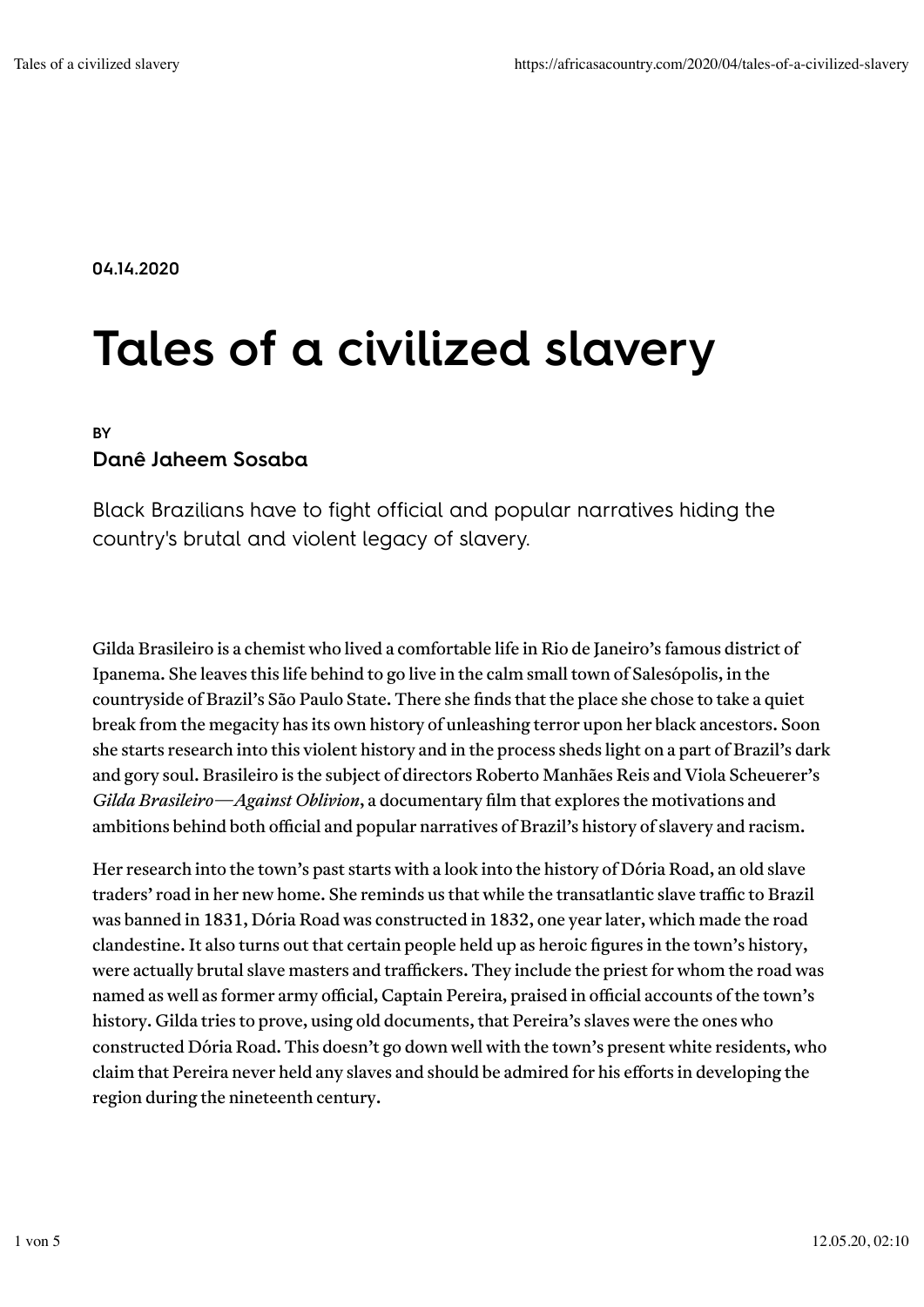04.14.2020

# Tales of a civilized slavery

BY

**Danê Jaheem Sosaba**

Black Brazilians have to fight official and popular narratives hiding the country's brutal and violent legacy of slavery.

Gilda Brasileiro is a chemist who lived a comfortable life in Rio de Janeiro's famous district of Ipanema. She leaves this life behind to go live in the calm small town of Salesópolis, in the countryside of Brazil's São Paulo State. There she finds that the place she chose to take a quiet break from the megacity has its own history of unleashing terror upon her black ancestors. Soon she starts research into this violent history and in the process sheds light on a part of Brazil's dark and gory soul. Brasileiro is the subject of directors Roberto Manhães Reis and Viola Scheuerer's *Gilda Brasileiro—Against Oblivion*, a documentary film that explores the motivations and ambitions behind both official and popular narratives of Brazil's history of slavery and racism.

Her research into the town's past starts with a look into the history of Dória Road, an old slave traders' road in her new home. She reminds us that while the transatlantic slave traffic to Brazil was banned in 1831, Dória Road was constructed in 1832, one year later, which made the road clandestine. It also turns out that certain people held up as heroic figures in the town's history, were actually brutal slave masters and traffickers. They include the priest for whom the road was named as well as former army official, Captain Pereira, praised in official accounts of the town's history. Gilda tries to prove, using old documents, that Pereira's slaves were the ones who constructed Dória Road. This doesn't go down well with the town's present white residents, who claim that Pereira never held any slaves and should be admired for his efforts in developing the region during the nineteenth century.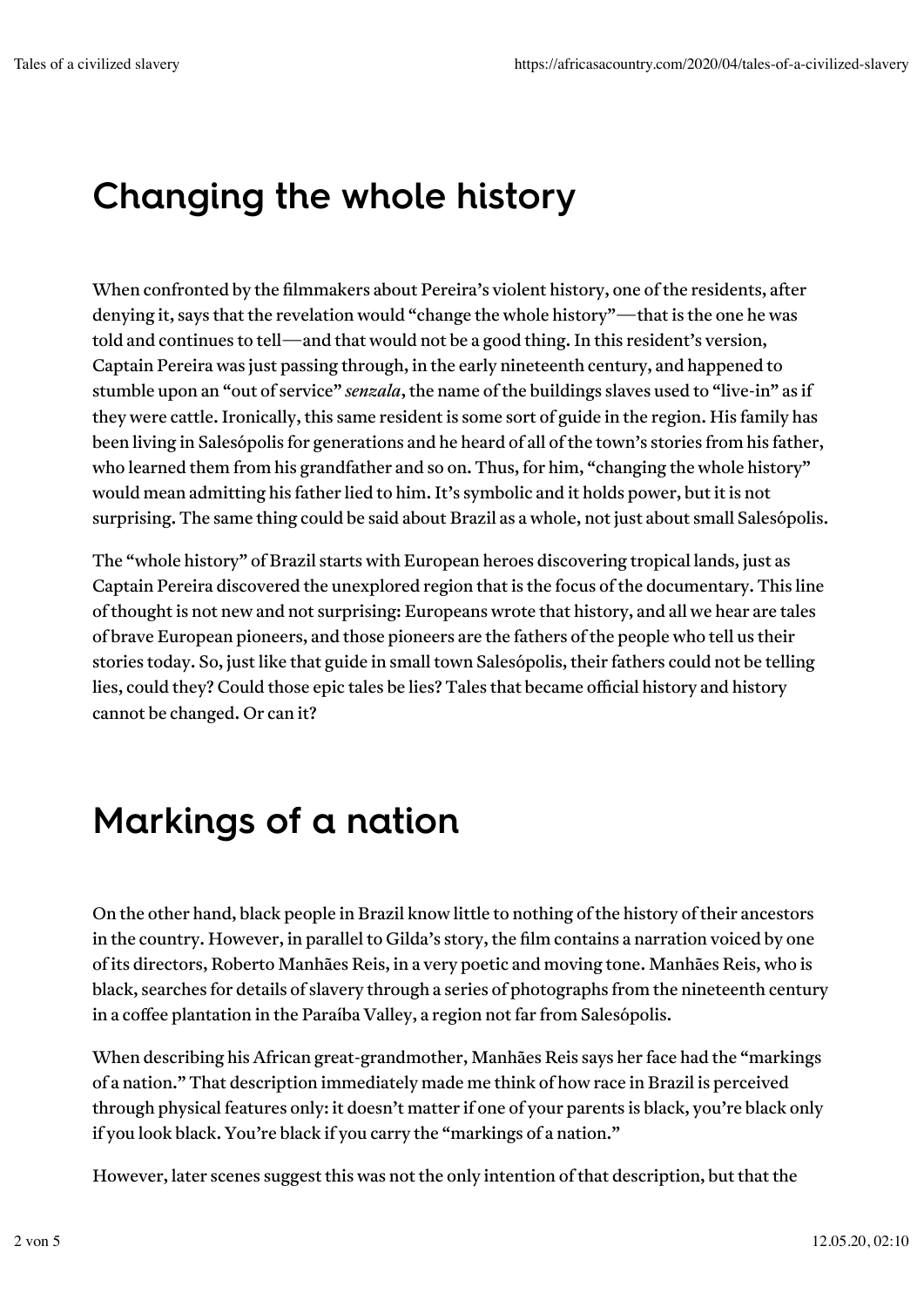## Changing the whole history

When confronted by the filmmakers about Pereira's violent history, one of the residents, after denying it, says that the revelation would "change the whole history"—that is the one he was told and continues to tell—and that would not be a good thing. In this resident's version, Captain Pereira was just passing through, in the early nineteenth century, and happened to stumble upon an "out of service" *senzala*, the name of the buildings slaves used to "live-in" as if they were cattle. Ironically, this same resident is some sort of guide in the region. His family has been living in Salesópolis for generations and he heard of all of the town's stories from his father, who learned them from his grandfather and so on. Thus, for him, "changing the whole history" would mean admitting his father lied to him. It's symbolic and it holds power, but it is not surprising. The same thing could be said about Brazil as a whole, not just about small Salesópolis.

The "whole history" of Brazil starts with European heroes discovering tropical lands, just as Captain Pereira discovered the unexplored region that is the focus of the documentary. This line of thought is not new and not surprising: Europeans wrote that history, and all we hear are tales of brave European pioneers, and those pioneers are the fathers of the people who tell us their stories today. So, just like that guide in small town Salesópolis, their fathers could not be telling lies, could they? Could those epic tales be lies? Tales that became official history and history cannot be changed. Or can it?

## Markings of a nation

On the other hand, black people in Brazil know little to nothing of the history of their ancestors in the country. However, in parallel to Gilda's story, the film contains a narration voiced by one of its directors, Roberto Manhães Reis, in a very poetic and moving tone. Manhães Reis, who is black, searches for details of slavery through a series of photographs from the nineteenth century in a coffee plantation in the Paraíba Valley, a region not far from Salesópolis.

When describing his African great-grandmother, Manhães Reis says her face had the "markings of a nation." That description immediately made me think of how race in Brazil is perceived through physical features only: it doesn't matter if one of your parents is black, you're black only if you look black. You're black if you carry the "markings of a nation."

However, later scenes suggest this was not the only intention of that description, but that the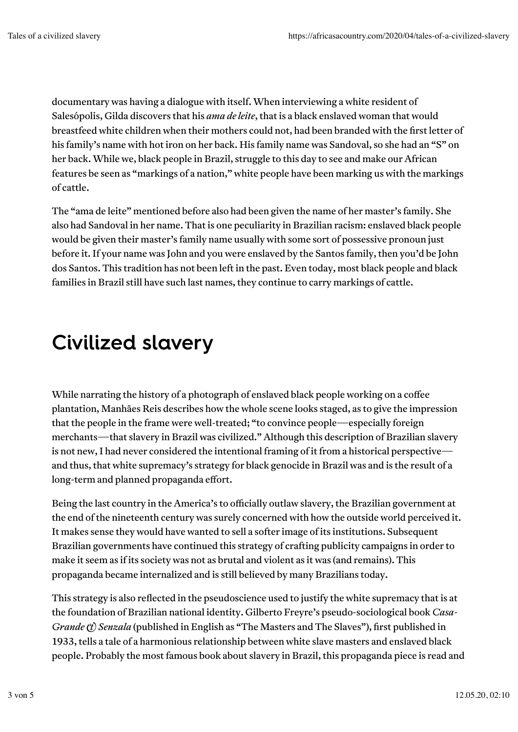documentary was having a dialogue with itself. When interviewing a white resident of Salesópolis, Gilda discovers that his *ama de leite*, that is a black enslaved woman that would breastfeed white children when their mothers could not, had been branded with the first letter of his family's name with hot iron on her back. His family name was Sandoval, so she had an "S" on her back. While we, black people in Brazil, struggle to this day to see and make our African features be seen as "markings of a nation," white people have been marking us with the markings of cattle.

The "ama de leite" mentioned before also had been given the name of her master's family. She also had Sandoval in her name. That is one peculiarity in Brazilian racism: enslaved black people would be given their master's family name usually with some sort of possessive pronoun just before it. If your name was John and you were enslaved by the Santos family, then you'd be John dos Santos. This tradition has not been left in the past. Even today, most black people and black families in Brazil still have such last names, they continue to carry markings of cattle.

## Civilized slavery

While narrating the history of a photograph of enslaved black people working on a coffee plantation, Manhães Reis describes how the whole scene looks staged, as to give the impression that the people in the frame were well-treated; "to convince people—especially foreign merchants—that slavery in Brazil was civilized." Although this description of Brazilian slavery is not new, I had never considered the intentional framing of it from a historical perspective—and thus, that white supremacy's strategy for black genocide in Brazil was and is the result of a long-term and planned propaganda effort.

Being the last country in the America's to officially outlaw slavery, the Brazilian government at the end of the nineteenth century was surely concerned with how the outside world perceived it. It makes sense they would have wanted to sell a softer image of its institutions. Subsequent Brazilian governments have continued this strategy of crafting publicity campaigns in order to make it seem as if its society was not as brutal and violent as it was (and remains). This propaganda became internalized and is still believed by many Brazilians today.

This strategy is also reflected in the pseudoscience used to justify the white supremacy that is at the foundation of Brazilian national identity. Gilberto Freyre's pseudo-sociological book *Casa-Grande & Senzala* (published in English as "The Masters and The Slaves"), first published in 1933, tells a tale of a harmonious relationship between white slave masters and enslaved black people. Probably the most famous book about slavery in Brazil, this propaganda piece is read and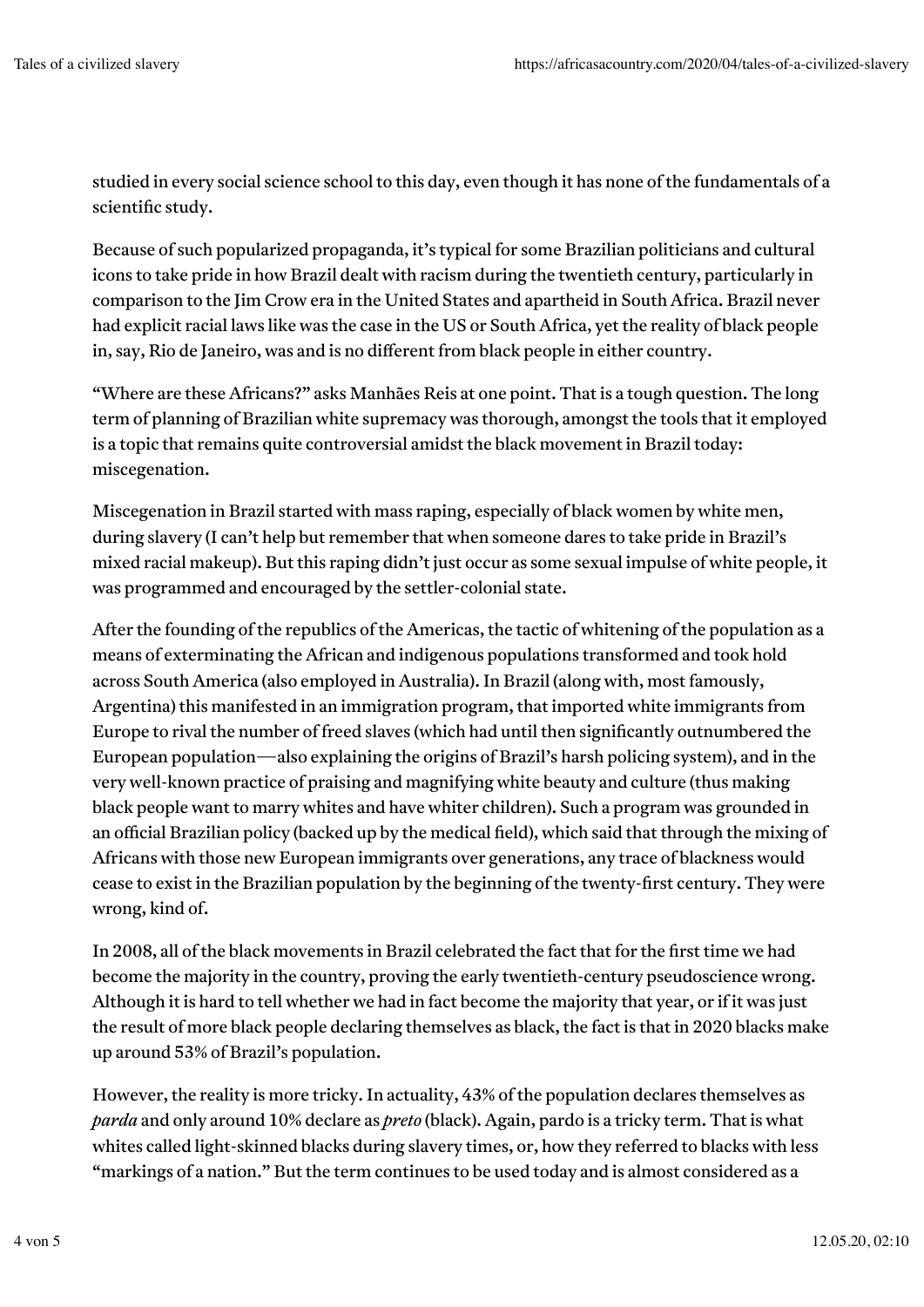studied in every social science school to this day, even though it has none of the fundamentals of a scientific study.

Because of such popularized propaganda, it's typical for some Brazilian politicians and cultural icons to take pride in how Brazil dealt with racism during the twentieth century, particularly in comparison to the Jim Crow era in the United States and apartheid in South Africa. Brazil never had explicit racial laws like was the case in the US or South Africa, yet the reality of black people in, say, Rio de Janeiro, was and is no different from black people in either country.

"Where are these Africans?" asks Manhães Reis at one point. That is a tough question. The long term of planning of Brazilian white supremacy was thorough, amongst the tools that it employed is a topic that remains quite controversial amidst the black movement in Brazil today: miscegenation.

Miscegenation in Brazil started with mass raping, especially of black women by white men, during slavery (I can't help but remember that when someone dares to take pride in Brazil's mixed racial makeup). But this raping didn't just occur as some sexual impulse of white people, it was programmed and encouraged by the settler-colonial state.

After the founding of the republics of the Americas, the tactic of whitening of the population as a means of exterminating the African and indigenous populations transformed and took hold across South America (also employed in Australia). In Brazil (along with, most famously, Argentina) this manifested in an immigration program, that imported white immigrants from Europe to rival the number of freed slaves (which had until then significantly outnumbered the European population—also explaining the origins of Brazil's harsh policing system), and in the very well-known practice of praising and magnifying white beauty and culture (thus making black people want to marry whites and have whiter children). Such a program was grounded in an official Brazilian policy (backed up by the medical field), which said that through the mixing of Africans with those new European immigrants over generations, any trace of blackness would cease to exist in the Brazilian population by the beginning of the twenty-first century. They were wrong, kind of.

In 2008, all of the black movements in Brazil celebrated the fact that for the first time we had become the majority in the country, proving the early twentieth-century pseudoscience wrong. Although it is hard to tell whether we had in fact become the majority that year, or if it was just the result of more black people declaring themselves as black, the fact is that in 2020 blacks make up around 53% of Brazil's population.

However, the reality is more tricky. In actuality, 43% of the population declares themselves as *parda* and only around 10% declare as *preto* (black). Again, pardo is a tricky term. That is what whites called light-skinned blacks during slavery times, or, how they referred to blacks with less "markings of a nation." But the term continues to be used today and is almost considered as a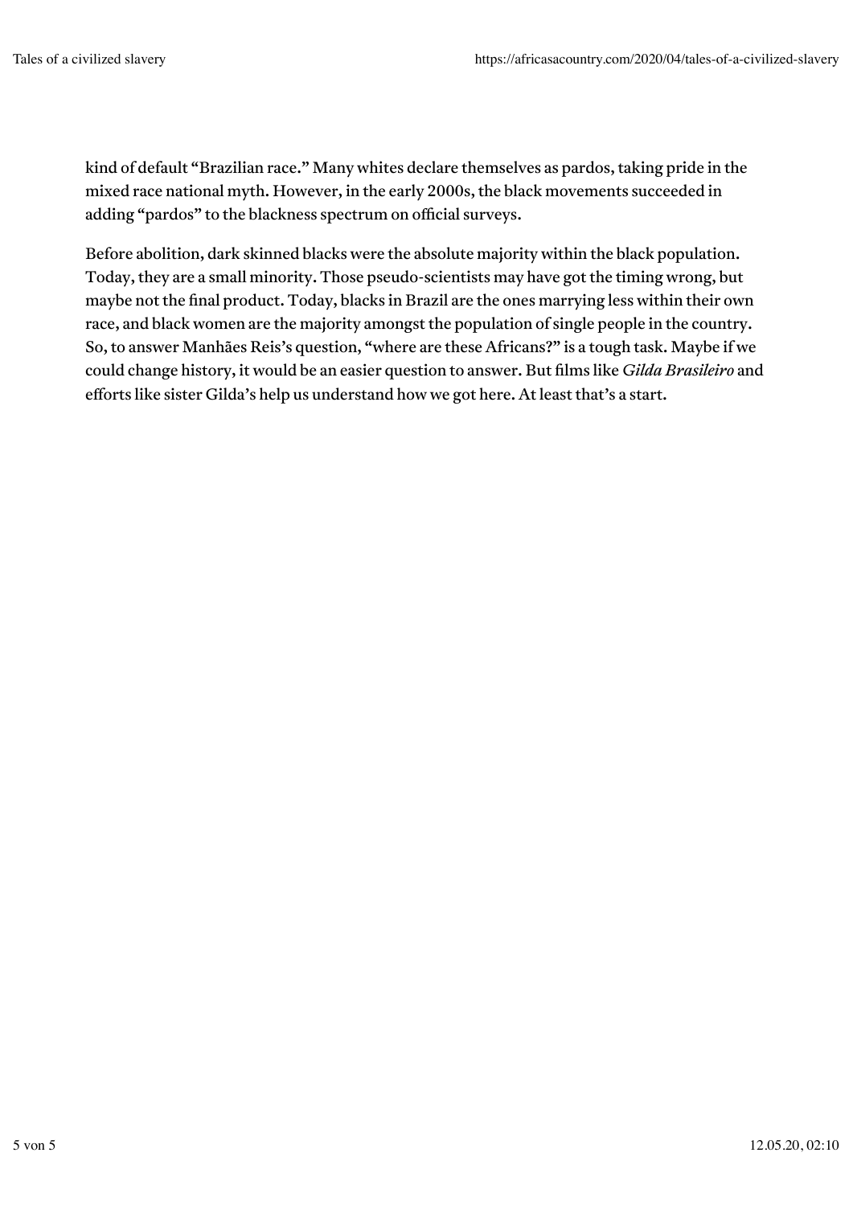kind of default "Brazilian race." Many whites declare themselves as pardos, taking pride in the mixed race national myth. However, in the early 2000s, the black movements succeeded in adding "pardos" to the blackness spectrum on official surveys.

Before abolition, dark skinned blacks were the absolute majority within the black population. Today, they are a small minority. Those pseudo-scientists may have got the timing wrong, but maybe not the final product. Today, blacks in Brazil are the ones marrying less within their own race, and black women are the majority amongst the population of single people in the country. So, to answer Manhães Reis's question, "where are these Africans?" is a tough task. Maybe if we could change history, it would be an easier question to answer. But films like *Gilda Brasileiro* and efforts like sister Gilda's help us understand how we got here. At least that's a start.